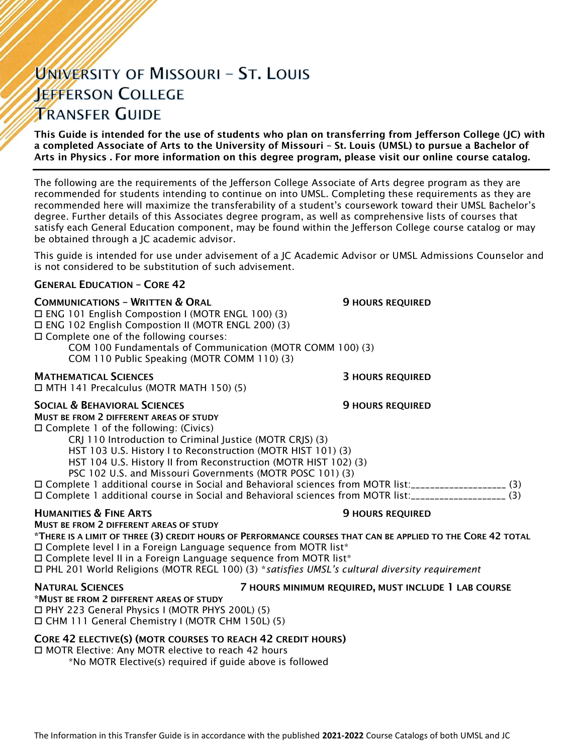# University of Missouri – St. Louis
# Jefferson College
# Transfer Guide

**This Guide is intended for the use of students who plan on transferring from Jefferson College (JC) with a completed Associate of Arts to the University of Missouri – St. Louis (UMSL) to pursue a Bachelor of Arts in Physics . For more information on this degree program, please visit our online course catalog.**

---

The following are the requirements of the Jefferson College Associate of Arts degree program as they are recommended for students intending to continue on into UMSL. Completing these requirements as they are recommended here will maximize the transferability of a student's coursework toward their UMSL Bachelor's degree. Further details of this Associates degree program, as well as comprehensive lists of courses that satisfy each General Education component, may be found within the Jefferson College course catalog or may be obtained through a JC academic advisor.

This guide is intended for use under advisement of a JC Academic Advisor or UMSL Admissions Counselor and is not considered to be substitution of such advisement.

## General Education – Core 42

### Communications – Written & Oral — 9 Hours Required

- ☐ ENG 101 English Compostion I (MOTR ENGL 100) (3)
- ☐ ENG 102 English Compostion II (MOTR ENGL 200) (3)
- ☐ Complete one of the following courses:
  - COM 100 Fundamentals of Communication (MOTR COMM 100) (3)
  - COM 110 Public Speaking (MOTR COMM 110) (3)

### Mathematical Sciences — 3 Hours Required

- ☐ MTH 141 Precalculus (MOTR MATH 150) (5)

### Social & Behavioral Sciences — 9 Hours Required

**Must be from 2 different areas of study**

- ☐ Complete 1 of the following: (Civics)
  - CRJ 110 Introduction to Criminal Justice (MOTR CRJS) (3)
  - HST 103 U.S. History I to Reconstruction (MOTR HIST 101) (3)
  - HST 104 U.S. History II from Reconstruction (MOTR HIST 102) (3)
  - PSC 102 U.S. and Missouri Governments (MOTR POSC 101) (3)
- ☐ Complete 1 additional course in Social and Behavioral sciences from MOTR list:____________________ (3)
- ☐ Complete 1 additional course in Social and Behavioral sciences from MOTR list:____________________ (3)

### Humanities & Fine Arts — 9 Hours Required

**Must be from 2 different areas of study**

***There is a limit of three (3) credit hours of Performance courses that can be applied to the Core 42 total**

- ☐ Complete level I in a Foreign Language sequence from MOTR list*
- ☐ Complete level II in a Foreign Language sequence from MOTR list*
- ☐ PHL 201 World Religions (MOTR REGL 100) (3) **satisfies UMSL's cultural diversity requirement*

### Natural Sciences — 7 Hours Minimum Required, Must Include 1 Lab Course

***Must be from 2 different areas of study**

- ☐ PHY 223 General Physics I (MOTR PHYS 200L) (5)
- ☐ CHM 111 General Chemistry I (MOTR CHM 150L) (5)

### Core 42 Elective(s) (MOTR Courses to Reach 42 Credit Hours)

- ☐ MOTR Elective: Any MOTR elective to reach 42 hours
  - *No MOTR Elective(s) required if guide above is followed

The Information in this Transfer Guide is in accordance with the published **2021-2022** Course Catalogs of both UMSL and JC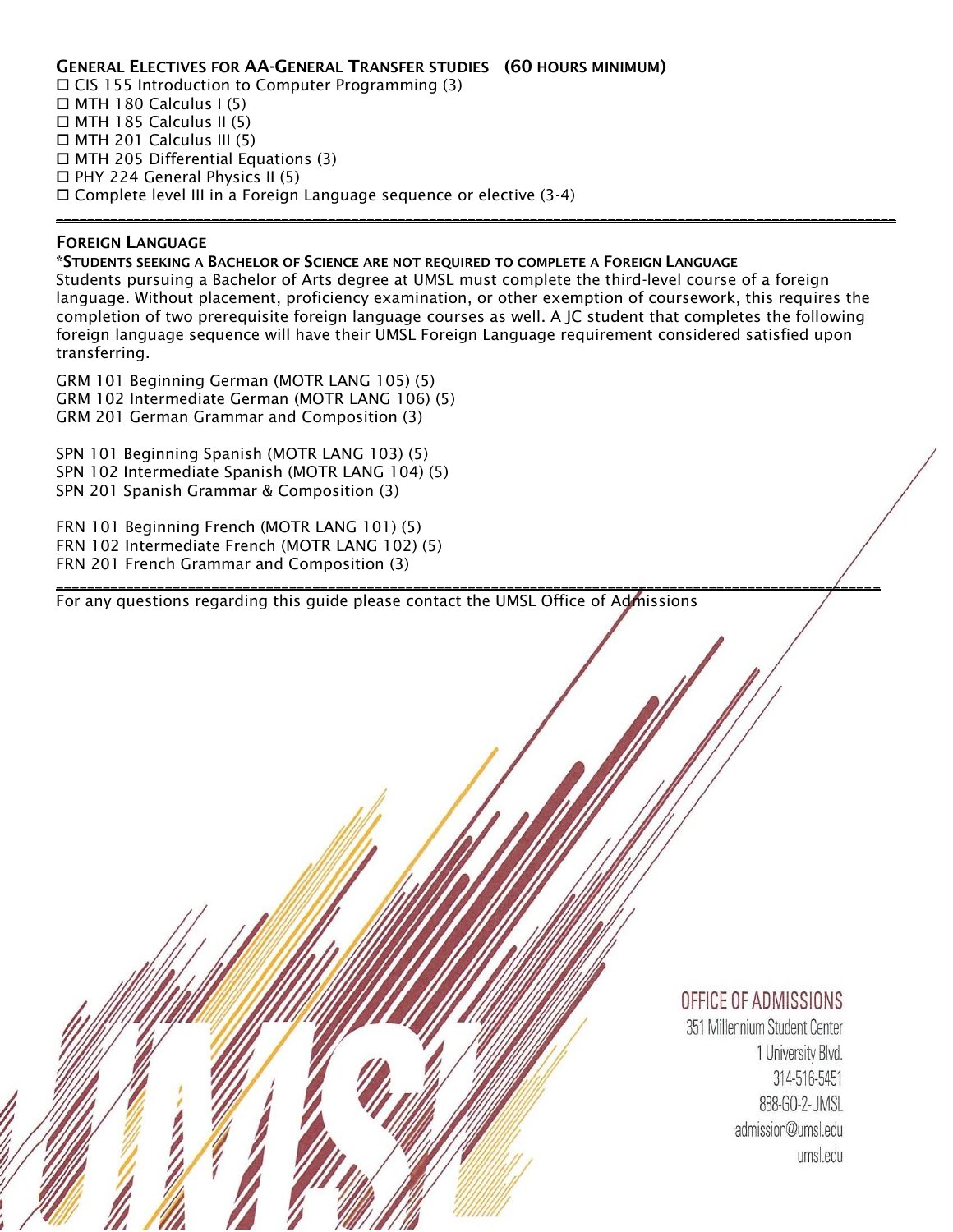## General Electives for AA-General Transfer studies (60 hours minimum)

- ☐ CIS 155 Introduction to Computer Programming (3)
- ☐ MTH 180 Calculus I (5)
- ☐ MTH 185 Calculus II (5)
- ☐ MTH 201 Calculus III (5)
- ☐ MTH 205 Differential Equations (3)
- ☐ PHY 224 General Physics II (5)
- ☐ Complete level III in a Foreign Language sequence or elective (3-4)

---

## Foreign Language

**\*Students seeking a Bachelor of Science are not required to complete a Foreign Language**

Students pursuing a Bachelor of Arts degree at UMSL must complete the third-level course of a foreign language. Without placement, proficiency examination, or other exemption of coursework, this requires the completion of two prerequisite foreign language courses as well. A JC student that completes the following foreign language sequence will have their UMSL Foreign Language requirement considered satisfied upon transferring.

GRM 101 Beginning German (MOTR LANG 105) (5)
GRM 102 Intermediate German (MOTR LANG 106) (5)
GRM 201 German Grammar and Composition (3)

SPN 101 Beginning Spanish (MOTR LANG 103) (5)
SPN 102 Intermediate Spanish (MOTR LANG 104) (5)
SPN 201 Spanish Grammar & Composition (3)

FRN 101 Beginning French (MOTR LANG 101) (5)
FRN 102 Intermediate French (MOTR LANG 102) (5)
FRN 201 French Grammar and Composition (3)

---

For any questions regarding this guide please contact the UMSL Office of Admissions

OFFICE OF ADMISSIONS
351 Millennium Student Center
1 University Blvd.
314-516-5451
888-GO-2-UMSL
admission@umsl.edu
umsl.edu